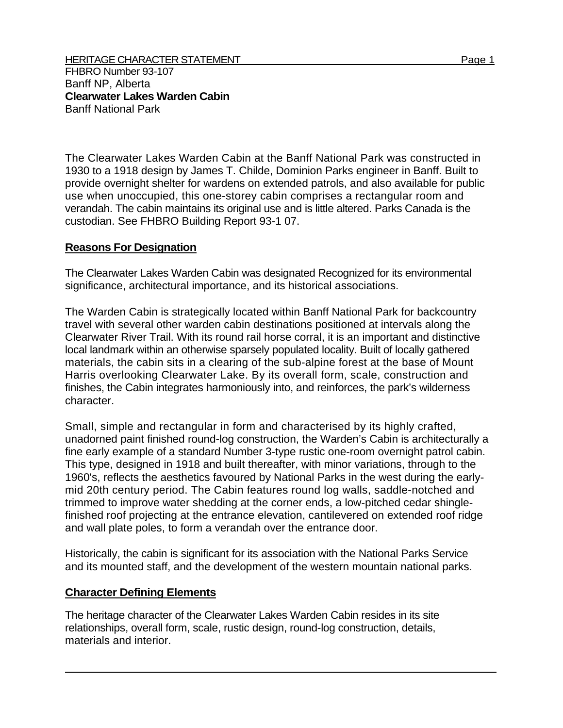FHBRO Number 93-107
Banff NP, Alberta
**Clearwater Lakes Warden Cabin**
Banff National Park

The Clearwater Lakes Warden Cabin at the Banff National Park was constructed in 1930 to a 1918 design by James T. Childe, Dominion Parks engineer in Banff. Built to provide overnight shelter for wardens on extended patrols, and also available for public use when unoccupied, this one-storey cabin comprises a rectangular room and verandah. The cabin maintains its original use and is little altered. Parks Canada is the custodian. See FHBRO Building Report 93-1 07.

## Reasons For Designation

The Clearwater Lakes Warden Cabin was designated Recognized for its environmental significance, architectural importance, and its historical associations.

The Warden Cabin is strategically located within Banff National Park for backcountry travel with several other warden cabin destinations positioned at intervals along the Clearwater River Trail. With its round rail horse corral, it is an important and distinctive local landmark within an otherwise sparsely populated locality. Built of locally gathered materials, the cabin sits in a clearing of the sub-alpine forest at the base of Mount Harris overlooking Clearwater Lake. By its overall form, scale, construction and finishes, the Cabin integrates harmoniously into, and reinforces, the park's wilderness character.

Small, simple and rectangular in form and characterised by its highly crafted, unadorned paint finished round-log construction, the Warden's Cabin is architecturally a fine early example of a standard Number 3-type rustic one-room overnight patrol cabin. This type, designed in 1918 and built thereafter, with minor variations, through to the 1960's, reflects the aesthetics favoured by National Parks in the west during the early-mid 20th century period. The Cabin features round log walls, saddle-notched and trimmed to improve water shedding at the corner ends, a low-pitched cedar shingle-finished roof projecting at the entrance elevation, cantilevered on extended roof ridge and wall plate poles, to form a verandah over the entrance door.

Historically, the cabin is significant for its association with the National Parks Service and its mounted staff, and the development of the western mountain national parks.

## Character Defining Elements

The heritage character of the Clearwater Lakes Warden Cabin resides in its site relationships, overall form, scale, rustic design, round-log construction, details, materials and interior.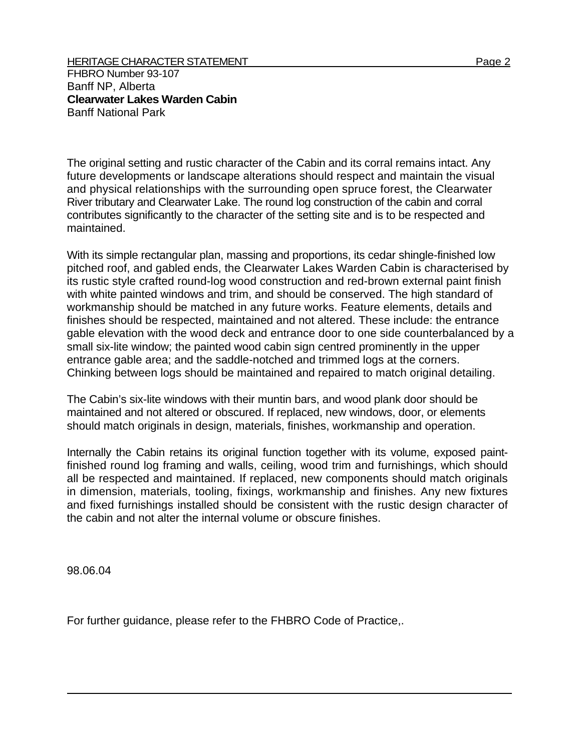The original setting and rustic character of the Cabin and its corral remains intact. Any future developments or landscape alterations should respect and maintain the visual and physical relationships with the surrounding open spruce forest, the Clearwater River tributary and Clearwater Lake. The round log construction of the cabin and corral contributes significantly to the character of the setting site and is to be respected and maintained.

With its simple rectangular plan, massing and proportions, its cedar shingle-finished low pitched roof, and gabled ends, the Clearwater Lakes Warden Cabin is characterised by its rustic style crafted round-log wood construction and red-brown external paint finish with white painted windows and trim, and should be conserved. The high standard of workmanship should be matched in any future works. Feature elements, details and finishes should be respected, maintained and not altered. These include: the entrance gable elevation with the wood deck and entrance door to one side counterbalanced by a small six-lite window; the painted wood cabin sign centred prominently in the upper entrance gable area; and the saddle-notched and trimmed logs at the corners. Chinking between logs should be maintained and repaired to match original detailing.

The Cabin's six-lite windows with their muntin bars, and wood plank door should be maintained and not altered or obscured. If replaced, new windows, door, or elements should match originals in design, materials, finishes, workmanship and operation.

Internally the Cabin retains its original function together with its volume, exposed paint-finished round log framing and walls, ceiling, wood trim and furnishings, which should all be respected and maintained. If replaced, new components should match originals in dimension, materials, tooling, fixings, workmanship and finishes. Any new fixtures and fixed furnishings installed should be consistent with the rustic design character of the cabin and not alter the internal volume or obscure finishes.

98.06.04

For further guidance, please refer to the FHBRO Code of Practice,.